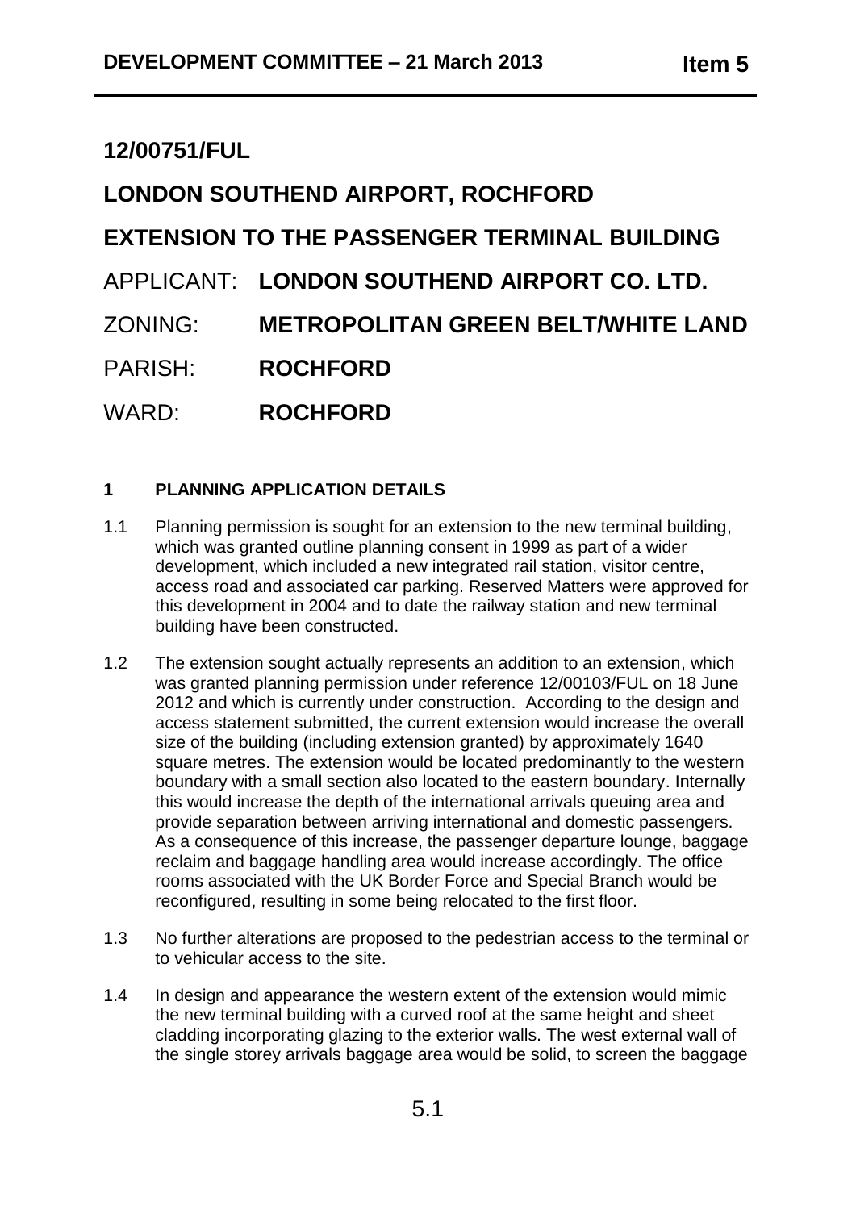## 12/00751/FUL

## LONDON SOUTHEND AIRPORT, ROCHFORD

## EXTENSION TO THE PASSENGER TERMINAL BUILDING

APPLICANT: **LONDON SOUTHEND AIRPORT CO. LTD.**

ZONING: **METROPOLITAN GREEN BELT/WHITE LAND**

PARISH: **ROCHFORD**

WARD: **ROCHFORD**

### 1 PLANNING APPLICATION DETAILS

1.1 Planning permission is sought for an extension to the new terminal building, which was granted outline planning consent in 1999 as part of a wider development, which included a new integrated rail station, visitor centre, access road and associated car parking. Reserved Matters were approved for this development in 2004 and to date the railway station and new terminal building have been constructed.

1.2 The extension sought actually represents an addition to an extension, which was granted planning permission under reference 12/00103/FUL on 18 June 2012 and which is currently under construction. According to the design and access statement submitted, the current extension would increase the overall size of the building (including extension granted) by approximately 1640 square metres. The extension would be located predominantly to the western boundary with a small section also located to the eastern boundary. Internally this would increase the depth of the international arrivals queuing area and provide separation between arriving international and domestic passengers. As a consequence of this increase, the passenger departure lounge, baggage reclaim and baggage handling area would increase accordingly. The office rooms associated with the UK Border Force and Special Branch would be reconfigured, resulting in some being relocated to the first floor.

1.3 No further alterations are proposed to the pedestrian access to the terminal or to vehicular access to the site.

1.4 In design and appearance the western extent of the extension would mimic the new terminal building with a curved roof at the same height and sheet cladding incorporating glazing to the exterior walls. The west external wall of the single storey arrivals baggage area would be solid, to screen the baggage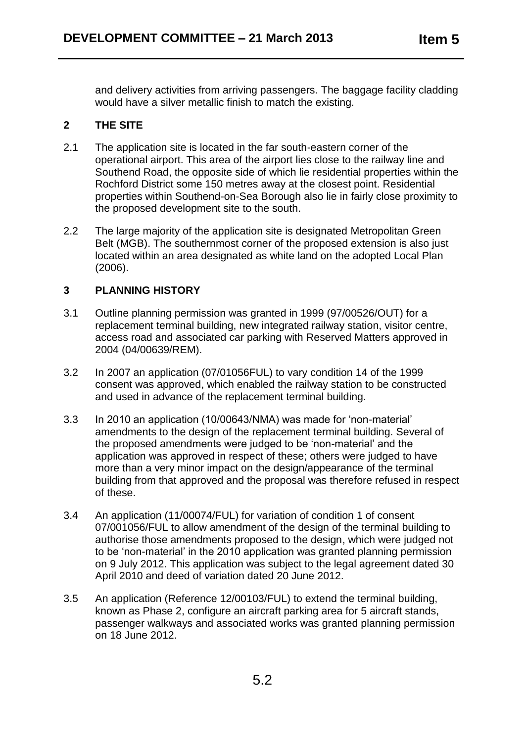and delivery activities from arriving passengers. The baggage facility cladding would have a silver metallic finish to match the existing.

## 2 THE SITE

2.1 The application site is located in the far south-eastern corner of the operational airport. This area of the airport lies close to the railway line and Southend Road, the opposite side of which lie residential properties within the Rochford District some 150 metres away at the closest point. Residential properties within Southend-on-Sea Borough also lie in fairly close proximity to the proposed development site to the south.

2.2 The large majority of the application site is designated Metropolitan Green Belt (MGB). The southernmost corner of the proposed extension is also just located within an area designated as white land on the adopted Local Plan (2006).

## 3 PLANNING HISTORY

3.1 Outline planning permission was granted in 1999 (97/00526/OUT) for a replacement terminal building, new integrated railway station, visitor centre, access road and associated car parking with Reserved Matters approved in 2004 (04/00639/REM).

3.2 In 2007 an application (07/01056FUL) to vary condition 14 of the 1999 consent was approved, which enabled the railway station to be constructed and used in advance of the replacement terminal building.

3.3 In 2010 an application (10/00643/NMA) was made for 'non-material' amendments to the design of the replacement terminal building. Several of the proposed amendments were judged to be 'non-material' and the application was approved in respect of these; others were judged to have more than a very minor impact on the design/appearance of the terminal building from that approved and the proposal was therefore refused in respect of these.

3.4 An application (11/00074/FUL) for variation of condition 1 of consent 07/001056/FUL to allow amendment of the design of the terminal building to authorise those amendments proposed to the design, which were judged not to be 'non-material' in the 2010 application was granted planning permission on 9 July 2012. This application was subject to the legal agreement dated 30 April 2010 and deed of variation dated 20 June 2012.

3.5 An application (Reference 12/00103/FUL) to extend the terminal building, known as Phase 2, configure an aircraft parking area for 5 aircraft stands, passenger walkways and associated works was granted planning permission on 18 June 2012.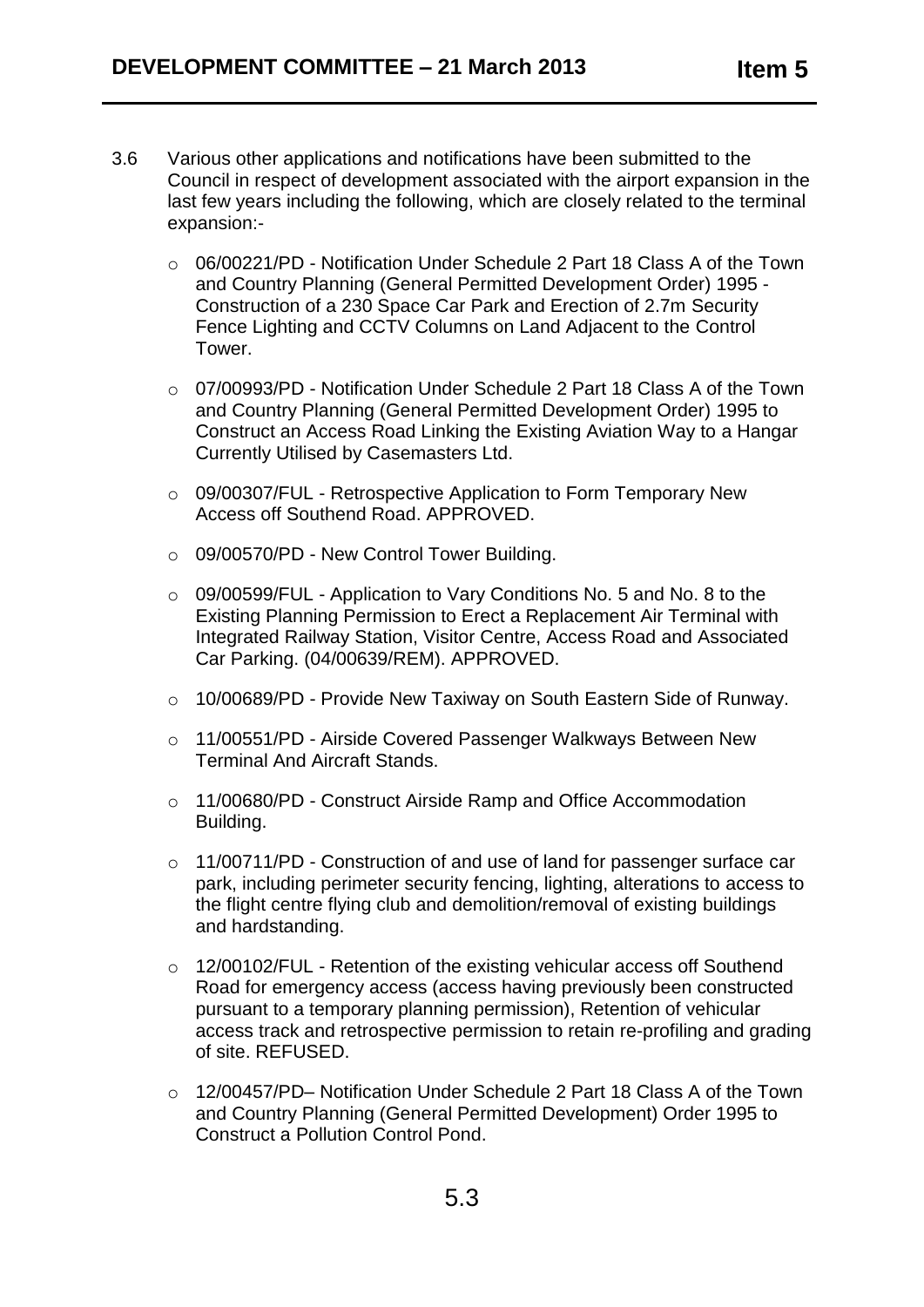3.6 Various other applications and notifications have been submitted to the Council in respect of development associated with the airport expansion in the last few years including the following, which are closely related to the terminal expansion:-

- 06/00221/PD - Notification Under Schedule 2 Part 18 Class A of the Town and Country Planning (General Permitted Development Order) 1995 - Construction of a 230 Space Car Park and Erection of 2.7m Security Fence Lighting and CCTV Columns on Land Adjacent to the Control Tower.

- 07/00993/PD - Notification Under Schedule 2 Part 18 Class A of the Town and Country Planning (General Permitted Development Order) 1995 to Construct an Access Road Linking the Existing Aviation Way to a Hangar Currently Utilised by Casemasters Ltd.

- 09/00307/FUL - Retrospective Application to Form Temporary New Access off Southend Road. APPROVED.

- 09/00570/PD - New Control Tower Building.

- 09/00599/FUL - Application to Vary Conditions No. 5 and No. 8 to the Existing Planning Permission to Erect a Replacement Air Terminal with Integrated Railway Station, Visitor Centre, Access Road and Associated Car Parking. (04/00639/REM). APPROVED.

- 10/00689/PD - Provide New Taxiway on South Eastern Side of Runway.

- 11/00551/PD - Airside Covered Passenger Walkways Between New Terminal And Aircraft Stands.

- 11/00680/PD - Construct Airside Ramp and Office Accommodation Building.

- 11/00711/PD - Construction of and use of land for passenger surface car park, including perimeter security fencing, lighting, alterations to access to the flight centre flying club and demolition/removal of existing buildings and hardstanding.

- 12/00102/FUL - Retention of the existing vehicular access off Southend Road for emergency access (access having previously been constructed pursuant to a temporary planning permission), Retention of vehicular access track and retrospective permission to retain re-profiling and grading of site. REFUSED.

- 12/00457/PD– Notification Under Schedule 2 Part 18 Class A of the Town and Country Planning (General Permitted Development) Order 1995 to Construct a Pollution Control Pond.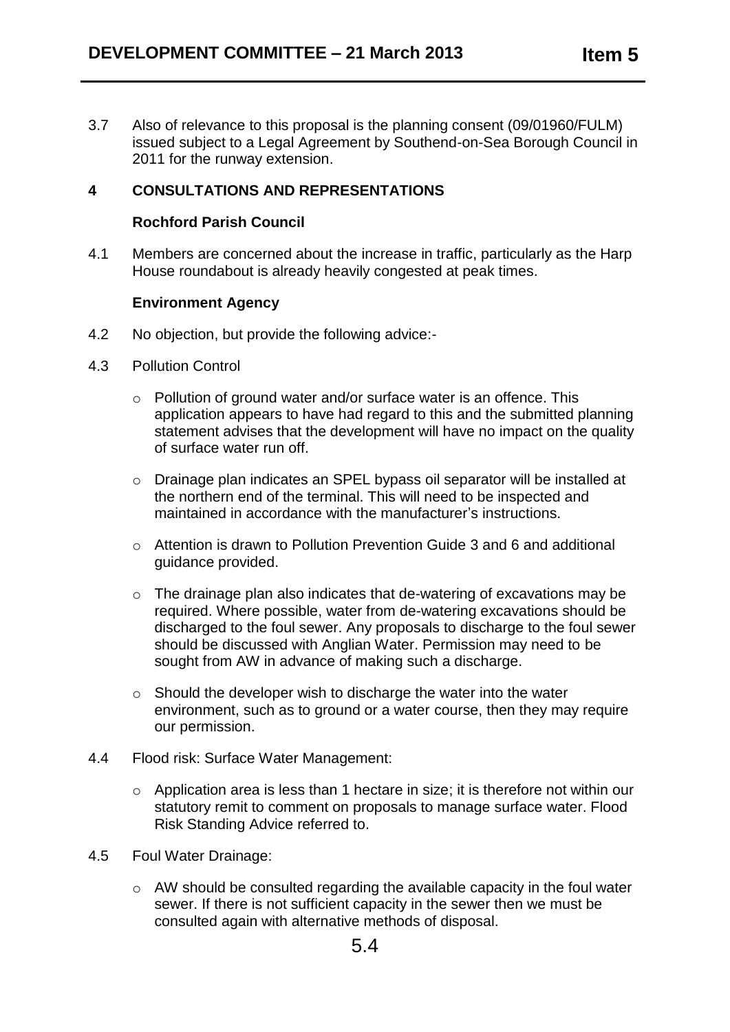3.7 Also of relevance to this proposal is the planning consent (09/01960/FULM) issued subject to a Legal Agreement by Southend-on-Sea Borough Council in 2011 for the runway extension.

## 4 CONSULTATIONS AND REPRESENTATIONS

### Rochford Parish Council

4.1 Members are concerned about the increase in traffic, particularly as the Harp House roundabout is already heavily congested at peak times.

### Environment Agency

4.2 No objection, but provide the following advice:-

4.3 Pollution Control

- Pollution of ground water and/or surface water is an offence. This application appears to have had regard to this and the submitted planning statement advises that the development will have no impact on the quality of surface water run off.
- Drainage plan indicates an SPEL bypass oil separator will be installed at the northern end of the terminal. This will need to be inspected and maintained in accordance with the manufacturer's instructions.
- Attention is drawn to Pollution Prevention Guide 3 and 6 and additional guidance provided.
- The drainage plan also indicates that de-watering of excavations may be required. Where possible, water from de-watering excavations should be discharged to the foul sewer. Any proposals to discharge to the foul sewer should be discussed with Anglian Water. Permission may need to be sought from AW in advance of making such a discharge.
- Should the developer wish to discharge the water into the water environment, such as to ground or a water course, then they may require our permission.

4.4 Flood risk: Surface Water Management:

- Application area is less than 1 hectare in size; it is therefore not within our statutory remit to comment on proposals to manage surface water. Flood Risk Standing Advice referred to.

4.5 Foul Water Drainage:

- AW should be consulted regarding the available capacity in the foul water sewer. If there is not sufficient capacity in the sewer then we must be consulted again with alternative methods of disposal.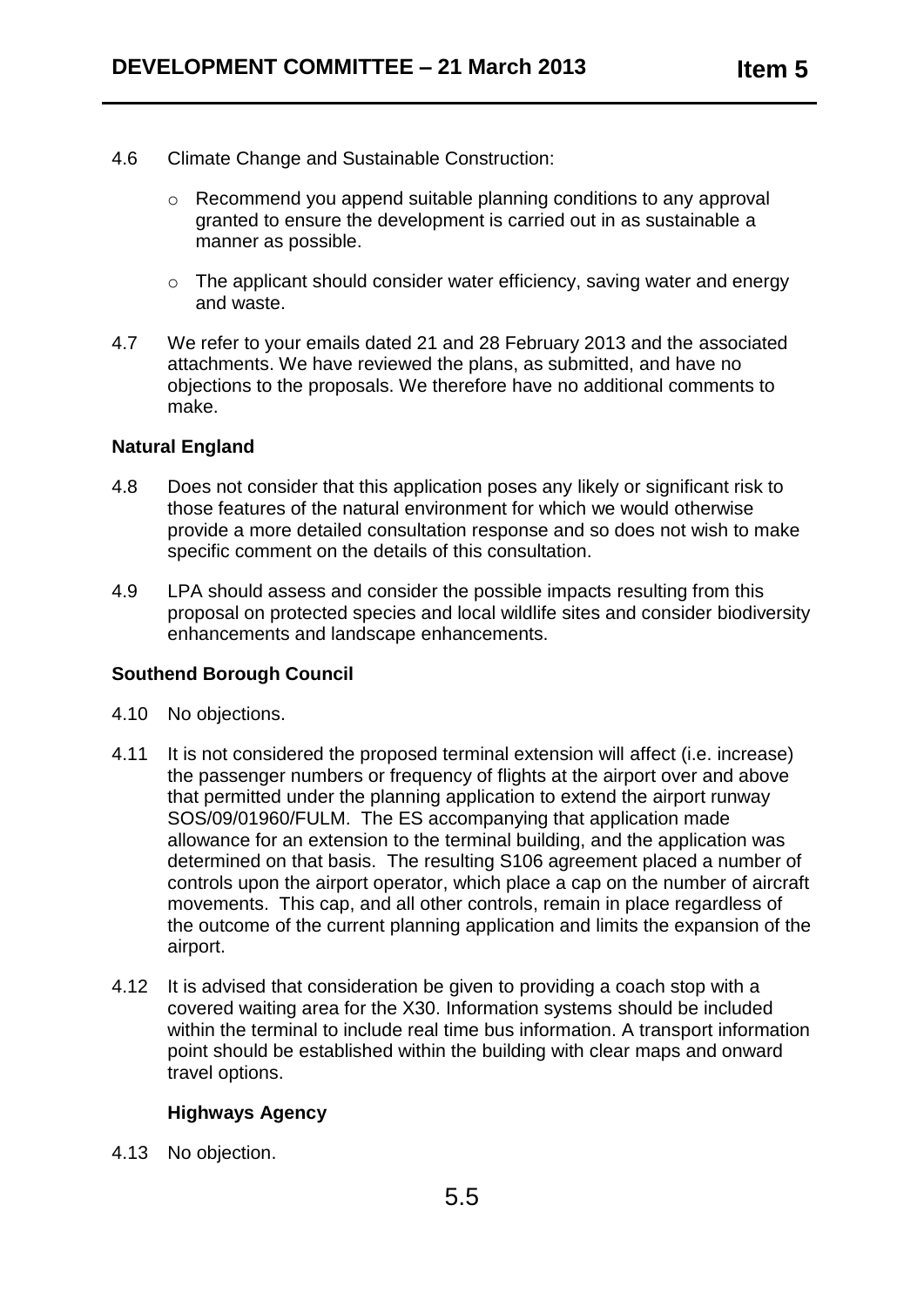4.6 Climate Change and Sustainable Construction:

- Recommend you append suitable planning conditions to any approval granted to ensure the development is carried out in as sustainable a manner as possible.
- The applicant should consider water efficiency, saving water and energy and waste.

4.7 We refer to your emails dated 21 and 28 February 2013 and the associated attachments. We have reviewed the plans, as submitted, and have no objections to the proposals. We therefore have no additional comments to make.

**Natural England**

4.8 Does not consider that this application poses any likely or significant risk to those features of the natural environment for which we would otherwise provide a more detailed consultation response and so does not wish to make specific comment on the details of this consultation.

4.9 LPA should assess and consider the possible impacts resulting from this proposal on protected species and local wildlife sites and consider biodiversity enhancements and landscape enhancements.

**Southend Borough Council**

4.10 No objections.

4.11 It is not considered the proposed terminal extension will affect (i.e. increase) the passenger numbers or frequency of flights at the airport over and above that permitted under the planning application to extend the airport runway SOS/09/01960/FULM. The ES accompanying that application made allowance for an extension to the terminal building, and the application was determined on that basis. The resulting S106 agreement placed a number of controls upon the airport operator, which place a cap on the number of aircraft movements. This cap, and all other controls, remain in place regardless of the outcome of the current planning application and limits the expansion of the airport.

4.12 It is advised that consideration be given to providing a coach stop with a covered waiting area for the X30. Information systems should be included within the terminal to include real time bus information. A transport information point should be established within the building with clear maps and onward travel options.

**Highways Agency**

4.13 No objection.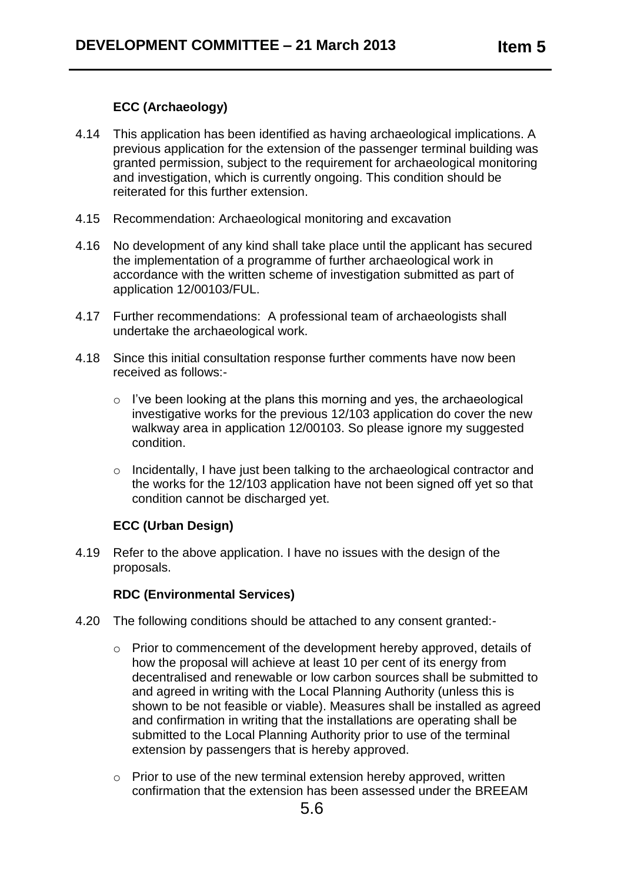**ECC (Archaeology)**

4.14 This application has been identified as having archaeological implications. A previous application for the extension of the passenger terminal building was granted permission, subject to the requirement for archaeological monitoring and investigation, which is currently ongoing. This condition should be reiterated for this further extension.

4.15 Recommendation: Archaeological monitoring and excavation

4.16 No development of any kind shall take place until the applicant has secured the implementation of a programme of further archaeological work in accordance with the written scheme of investigation submitted as part of application 12/00103/FUL.

4.17 Further recommendations: A professional team of archaeologists shall undertake the archaeological work.

4.18 Since this initial consultation response further comments have now been received as follows:-

- I've been looking at the plans this morning and yes, the archaeological investigative works for the previous 12/103 application do cover the new walkway area in application 12/00103. So please ignore my suggested condition.
- Incidentally, I have just been talking to the archaeological contractor and the works for the 12/103 application have not been signed off yet so that condition cannot be discharged yet.

**ECC (Urban Design)**

4.19 Refer to the above application. I have no issues with the design of the proposals.

**RDC (Environmental Services)**

4.20 The following conditions should be attached to any consent granted:-

- Prior to commencement of the development hereby approved, details of how the proposal will achieve at least 10 per cent of its energy from decentralised and renewable or low carbon sources shall be submitted to and agreed in writing with the Local Planning Authority (unless this is shown to be not feasible or viable). Measures shall be installed as agreed and confirmation in writing that the installations are operating shall be submitted to the Local Planning Authority prior to use of the terminal extension by passengers that is hereby approved.
- Prior to use of the new terminal extension hereby approved, written confirmation that the extension has been assessed under the BREEAM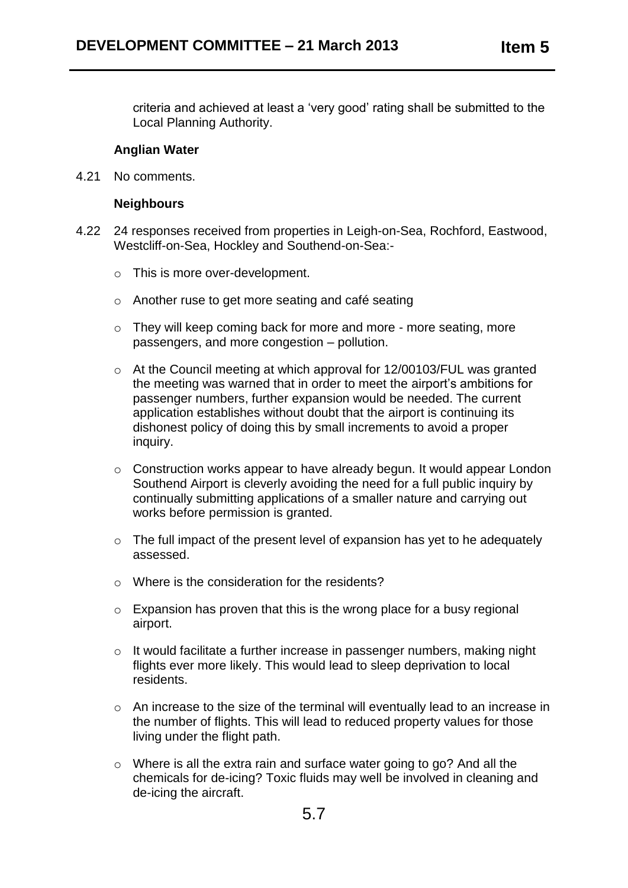criteria and achieved at least a 'very good' rating shall be submitted to the Local Planning Authority.

**Anglian Water**

4.21 No comments.

**Neighbours**

4.22 24 responses received from properties in Leigh-on-Sea, Rochford, Eastwood, Westcliff-on-Sea, Hockley and Southend-on-Sea:-

- This is more over-development.
- Another ruse to get more seating and café seating
- They will keep coming back for more and more - more seating, more passengers, and more congestion – pollution.
- At the Council meeting at which approval for 12/00103/FUL was granted the meeting was warned that in order to meet the airport's ambitions for passenger numbers, further expansion would be needed. The current application establishes without doubt that the airport is continuing its dishonest policy of doing this by small increments to avoid a proper inquiry.
- Construction works appear to have already begun. It would appear London Southend Airport is cleverly avoiding the need for a full public inquiry by continually submitting applications of a smaller nature and carrying out works before permission is granted.
- The full impact of the present level of expansion has yet to he adequately assessed.
- Where is the consideration for the residents?
- Expansion has proven that this is the wrong place for a busy regional airport.
- It would facilitate a further increase in passenger numbers, making night flights ever more likely. This would lead to sleep deprivation to local residents.
- An increase to the size of the terminal will eventually lead to an increase in the number of flights. This will lead to reduced property values for those living under the flight path.
- Where is all the extra rain and surface water going to go? And all the chemicals for de-icing? Toxic fluids may well be involved in cleaning and de-icing the aircraft.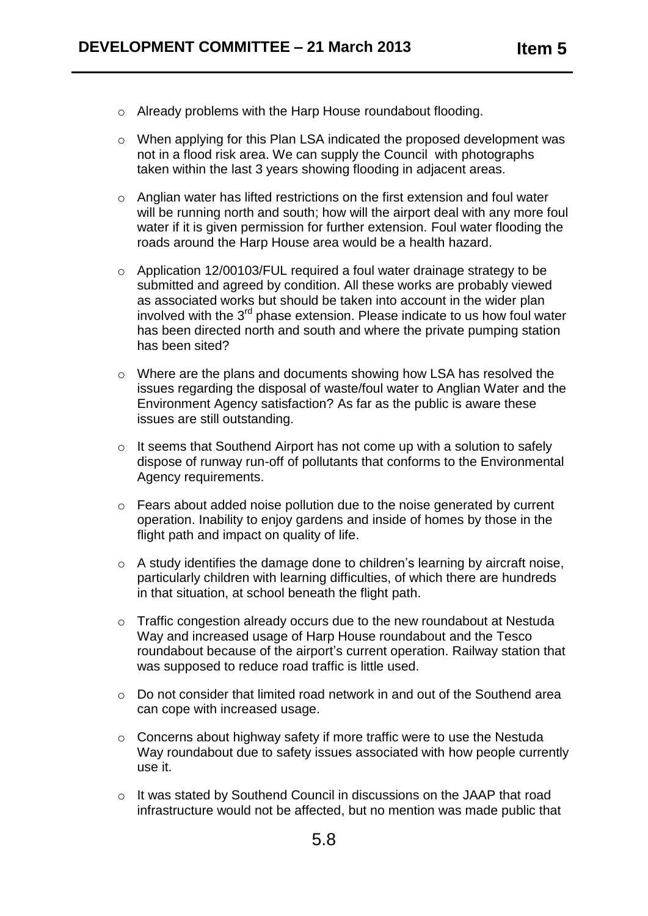- Already problems with the Harp House roundabout flooding.
- When applying for this Plan LSA indicated the proposed development was not in a flood risk area. We can supply the Council with photographs taken within the last 3 years showing flooding in adjacent areas.
- Anglian water has lifted restrictions on the first extension and foul water will be running north and south; how will the airport deal with any more foul water if it is given permission for further extension. Foul water flooding the roads around the Harp House area would be a health hazard.
- Application 12/00103/FUL required a foul water drainage strategy to be submitted and agreed by condition. All these works are probably viewed as associated works but should be taken into account in the wider plan involved with the 3rd phase extension. Please indicate to us how foul water has been directed north and south and where the private pumping station has been sited?
- Where are the plans and documents showing how LSA has resolved the issues regarding the disposal of waste/foul water to Anglian Water and the Environment Agency satisfaction? As far as the public is aware these issues are still outstanding.
- It seems that Southend Airport has not come up with a solution to safely dispose of runway run-off of pollutants that conforms to the Environmental Agency requirements.
- Fears about added noise pollution due to the noise generated by current operation. Inability to enjoy gardens and inside of homes by those in the flight path and impact on quality of life.
- A study identifies the damage done to children's learning by aircraft noise, particularly children with learning difficulties, of which there are hundreds in that situation, at school beneath the flight path.
- Traffic congestion already occurs due to the new roundabout at Nestuda Way and increased usage of Harp House roundabout and the Tesco roundabout because of the airport's current operation. Railway station that was supposed to reduce road traffic is little used.
- Do not consider that limited road network in and out of the Southend area can cope with increased usage.
- Concerns about highway safety if more traffic were to use the Nestuda Way roundabout due to safety issues associated with how people currently use it.
- It was stated by Southend Council in discussions on the JAAP that road infrastructure would not be affected, but no mention was made public that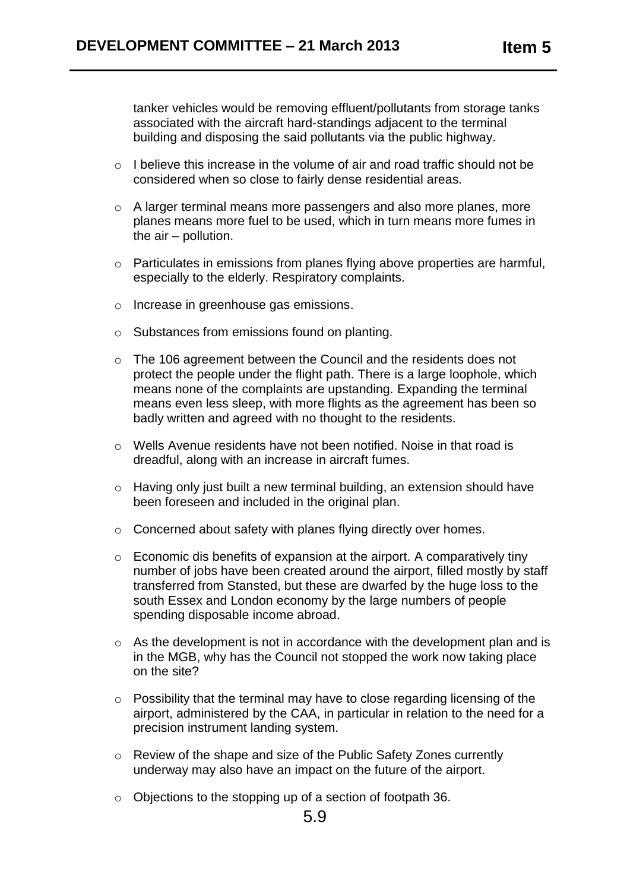tanker vehicles would be removing effluent/pollutants from storage tanks associated with the aircraft hard-standings adjacent to the terminal building and disposing the said pollutants via the public highway.

- I believe this increase in the volume of air and road traffic should not be considered when so close to fairly dense residential areas.
- A larger terminal means more passengers and also more planes, more planes means more fuel to be used, which in turn means more fumes in the air – pollution.
- Particulates in emissions from planes flying above properties are harmful, especially to the elderly. Respiratory complaints.
- Increase in greenhouse gas emissions.
- Substances from emissions found on planting.
- The 106 agreement between the Council and the residents does not protect the people under the flight path. There is a large loophole, which means none of the complaints are upstanding. Expanding the terminal means even less sleep, with more flights as the agreement has been so badly written and agreed with no thought to the residents.
- Wells Avenue residents have not been notified. Noise in that road is dreadful, along with an increase in aircraft fumes.
- Having only just built a new terminal building, an extension should have been foreseen and included in the original plan.
- Concerned about safety with planes flying directly over homes.
- Economic dis benefits of expansion at the airport. A comparatively tiny number of jobs have been created around the airport, filled mostly by staff transferred from Stansted, but these are dwarfed by the huge loss to the south Essex and London economy by the large numbers of people spending disposable income abroad.
- As the development is not in accordance with the development plan and is in the MGB, why has the Council not stopped the work now taking place on the site?
- Possibility that the terminal may have to close regarding licensing of the airport, administered by the CAA, in particular in relation to the need for a precision instrument landing system.
- Review of the shape and size of the Public Safety Zones currently underway may also have an impact on the future of the airport.
- Objections to the stopping up of a section of footpath 36.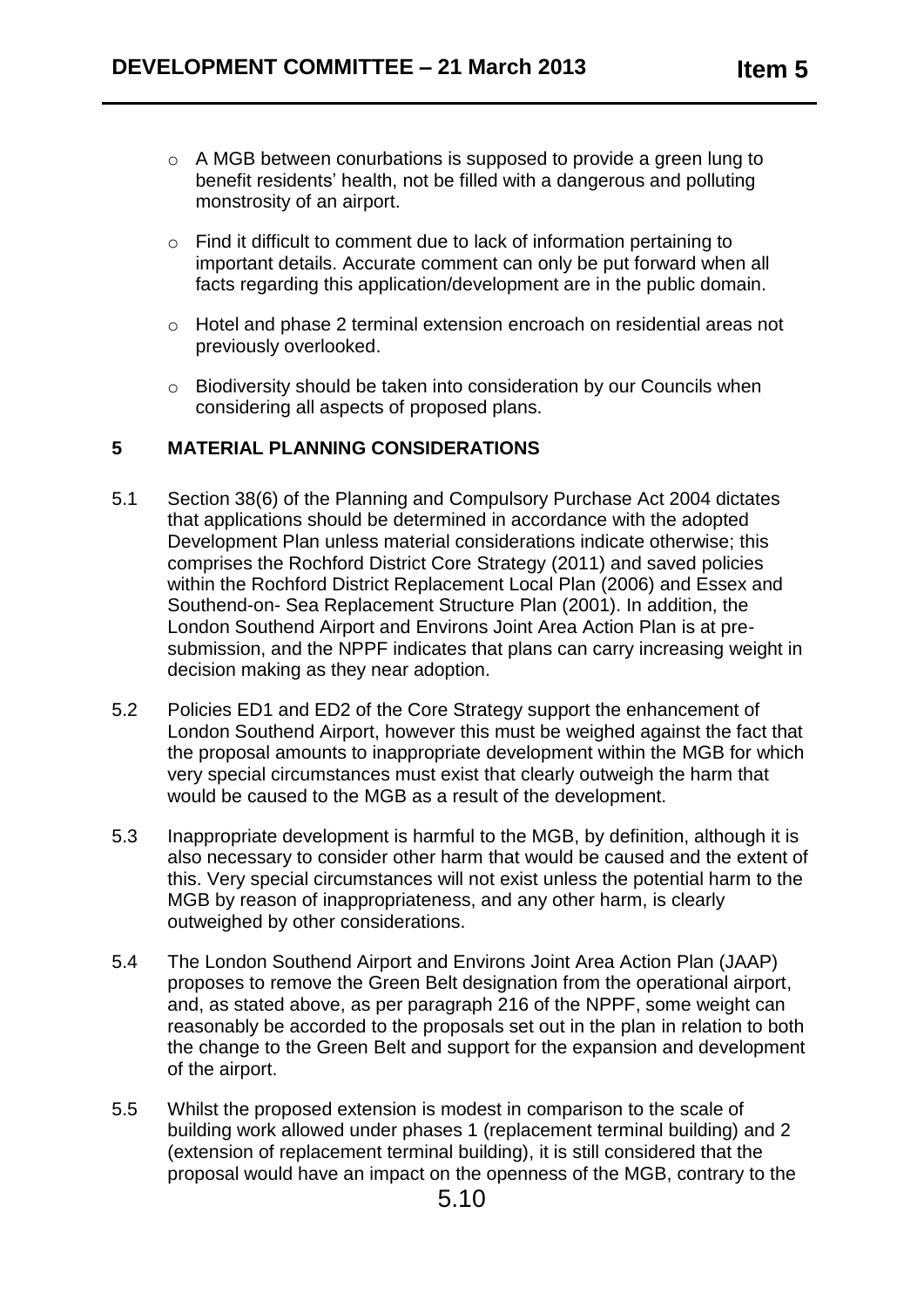- A MGB between conurbations is supposed to provide a green lung to benefit residents' health, not be filled with a dangerous and polluting monstrosity of an airport.

- Find it difficult to comment due to lack of information pertaining to important details. Accurate comment can only be put forward when all facts regarding this application/development are in the public domain.

- Hotel and phase 2 terminal extension encroach on residential areas not previously overlooked.

- Biodiversity should be taken into consideration by our Councils when considering all aspects of proposed plans.

## 5 MATERIAL PLANNING CONSIDERATIONS

5.1 Section 38(6) of the Planning and Compulsory Purchase Act 2004 dictates that applications should be determined in accordance with the adopted Development Plan unless material considerations indicate otherwise; this comprises the Rochford District Core Strategy (2011) and saved policies within the Rochford District Replacement Local Plan (2006) and Essex and Southend-on- Sea Replacement Structure Plan (2001). In addition, the London Southend Airport and Environs Joint Area Action Plan is at pre-submission, and the NPPF indicates that plans can carry increasing weight in decision making as they near adoption.

5.2 Policies ED1 and ED2 of the Core Strategy support the enhancement of London Southend Airport, however this must be weighed against the fact that the proposal amounts to inappropriate development within the MGB for which very special circumstances must exist that clearly outweigh the harm that would be caused to the MGB as a result of the development.

5.3 Inappropriate development is harmful to the MGB, by definition, although it is also necessary to consider other harm that would be caused and the extent of this. Very special circumstances will not exist unless the potential harm to the MGB by reason of inappropriateness, and any other harm, is clearly outweighed by other considerations.

5.4 The London Southend Airport and Environs Joint Area Action Plan (JAAP) proposes to remove the Green Belt designation from the operational airport, and, as stated above, as per paragraph 216 of the NPPF, some weight can reasonably be accorded to the proposals set out in the plan in relation to both the change to the Green Belt and support for the expansion and development of the airport.

5.5 Whilst the proposed extension is modest in comparison to the scale of building work allowed under phases 1 (replacement terminal building) and 2 (extension of replacement terminal building), it is still considered that the proposal would have an impact on the openness of the MGB, contrary to the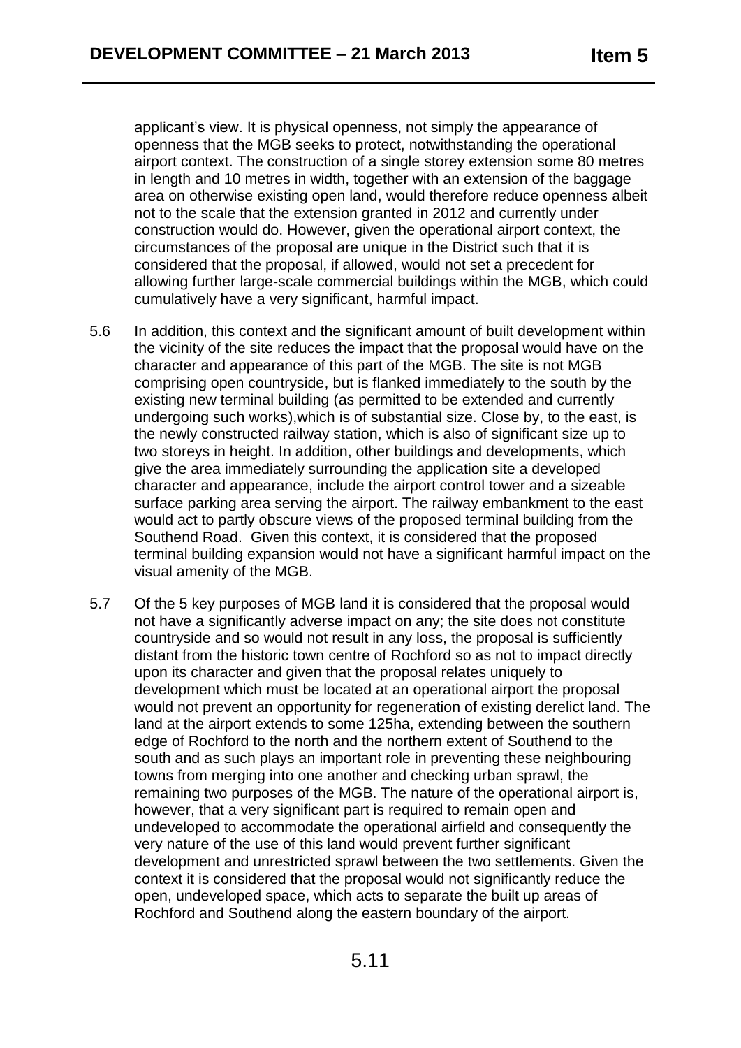applicant's view. It is physical openness, not simply the appearance of openness that the MGB seeks to protect, notwithstanding the operational airport context. The construction of a single storey extension some 80 metres in length and 10 metres in width, together with an extension of the baggage area on otherwise existing open land, would therefore reduce openness albeit not to the scale that the extension granted in 2012 and currently under construction would do. However, given the operational airport context, the circumstances of the proposal are unique in the District such that it is considered that the proposal, if allowed, would not set a precedent for allowing further large-scale commercial buildings within the MGB, which could cumulatively have a very significant, harmful impact.

5.6 In addition, this context and the significant amount of built development within the vicinity of the site reduces the impact that the proposal would have on the character and appearance of this part of the MGB. The site is not MGB comprising open countryside, but is flanked immediately to the south by the existing new terminal building (as permitted to be extended and currently undergoing such works),which is of substantial size. Close by, to the east, is the newly constructed railway station, which is also of significant size up to two storeys in height. In addition, other buildings and developments, which give the area immediately surrounding the application site a developed character and appearance, include the airport control tower and a sizeable surface parking area serving the airport. The railway embankment to the east would act to partly obscure views of the proposed terminal building from the Southend Road. Given this context, it is considered that the proposed terminal building expansion would not have a significant harmful impact on the visual amenity of the MGB.

5.7 Of the 5 key purposes of MGB land it is considered that the proposal would not have a significantly adverse impact on any; the site does not constitute countryside and so would not result in any loss, the proposal is sufficiently distant from the historic town centre of Rochford so as not to impact directly upon its character and given that the proposal relates uniquely to development which must be located at an operational airport the proposal would not prevent an opportunity for regeneration of existing derelict land. The land at the airport extends to some 125ha, extending between the southern edge of Rochford to the north and the northern extent of Southend to the south and as such plays an important role in preventing these neighbouring towns from merging into one another and checking urban sprawl, the remaining two purposes of the MGB. The nature of the operational airport is, however, that a very significant part is required to remain open and undeveloped to accommodate the operational airfield and consequently the very nature of the use of this land would prevent further significant development and unrestricted sprawl between the two settlements. Given the context it is considered that the proposal would not significantly reduce the open, undeveloped space, which acts to separate the built up areas of Rochford and Southend along the eastern boundary of the airport.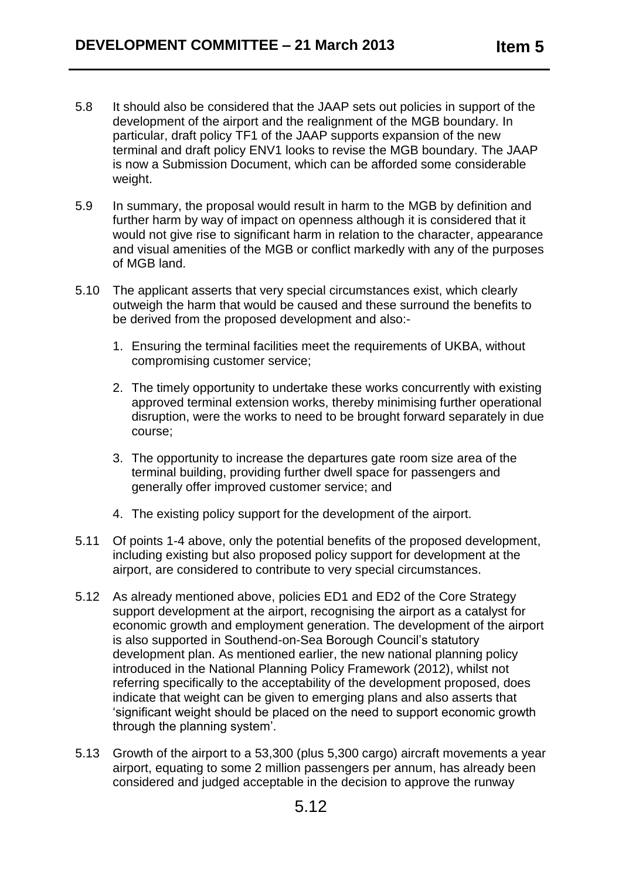5.8 It should also be considered that the JAAP sets out policies in support of the development of the airport and the realignment of the MGB boundary. In particular, draft policy TF1 of the JAAP supports expansion of the new terminal and draft policy ENV1 looks to revise the MGB boundary. The JAAP is now a Submission Document, which can be afforded some considerable weight.

5.9 In summary, the proposal would result in harm to the MGB by definition and further harm by way of impact on openness although it is considered that it would not give rise to significant harm in relation to the character, appearance and visual amenities of the MGB or conflict markedly with any of the purposes of MGB land.

5.10 The applicant asserts that very special circumstances exist, which clearly outweigh the harm that would be caused and these surround the benefits to be derived from the proposed development and also:-

1. Ensuring the terminal facilities meet the requirements of UKBA, without compromising customer service;
2. The timely opportunity to undertake these works concurrently with existing approved terminal extension works, thereby minimising further operational disruption, were the works to need to be brought forward separately in due course;
3. The opportunity to increase the departures gate room size area of the terminal building, providing further dwell space for passengers and generally offer improved customer service; and
4. The existing policy support for the development of the airport.

5.11 Of points 1-4 above, only the potential benefits of the proposed development, including existing but also proposed policy support for development at the airport, are considered to contribute to very special circumstances.

5.12 As already mentioned above, policies ED1 and ED2 of the Core Strategy support development at the airport, recognising the airport as a catalyst for economic growth and employment generation. The development of the airport is also supported in Southend-on-Sea Borough Council's statutory development plan. As mentioned earlier, the new national planning policy introduced in the National Planning Policy Framework (2012), whilst not referring specifically to the acceptability of the development proposed, does indicate that weight can be given to emerging plans and also asserts that 'significant weight should be placed on the need to support economic growth through the planning system'.

5.13 Growth of the airport to a 53,300 (plus 5,300 cargo) aircraft movements a year airport, equating to some 2 million passengers per annum, has already been considered and judged acceptable in the decision to approve the runway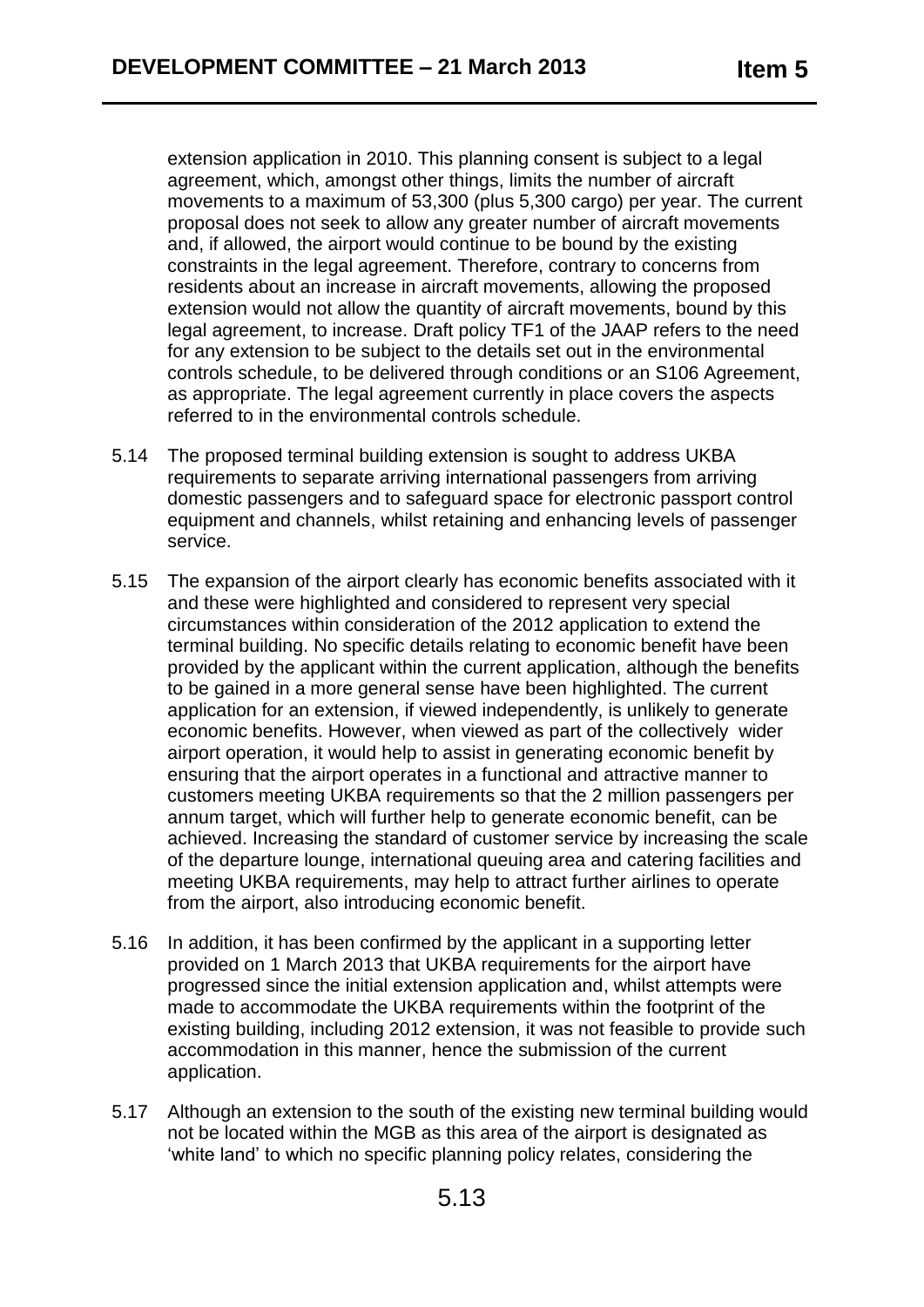extension application in 2010. This planning consent is subject to a legal agreement, which, amongst other things, limits the number of aircraft movements to a maximum of 53,300 (plus 5,300 cargo) per year. The current proposal does not seek to allow any greater number of aircraft movements and, if allowed, the airport would continue to be bound by the existing constraints in the legal agreement. Therefore, contrary to concerns from residents about an increase in aircraft movements, allowing the proposed extension would not allow the quantity of aircraft movements, bound by this legal agreement, to increase. Draft policy TF1 of the JAAP refers to the need for any extension to be subject to the details set out in the environmental controls schedule, to be delivered through conditions or an S106 Agreement, as appropriate. The legal agreement currently in place covers the aspects referred to in the environmental controls schedule.

5.14 The proposed terminal building extension is sought to address UKBA requirements to separate arriving international passengers from arriving domestic passengers and to safeguard space for electronic passport control equipment and channels, whilst retaining and enhancing levels of passenger service.

5.15 The expansion of the airport clearly has economic benefits associated with it and these were highlighted and considered to represent very special circumstances within consideration of the 2012 application to extend the terminal building. No specific details relating to economic benefit have been provided by the applicant within the current application, although the benefits to be gained in a more general sense have been highlighted. The current application for an extension, if viewed independently, is unlikely to generate economic benefits. However, when viewed as part of the collectively wider airport operation, it would help to assist in generating economic benefit by ensuring that the airport operates in a functional and attractive manner to customers meeting UKBA requirements so that the 2 million passengers per annum target, which will further help to generate economic benefit, can be achieved. Increasing the standard of customer service by increasing the scale of the departure lounge, international queuing area and catering facilities and meeting UKBA requirements, may help to attract further airlines to operate from the airport, also introducing economic benefit.

5.16 In addition, it has been confirmed by the applicant in a supporting letter provided on 1 March 2013 that UKBA requirements for the airport have progressed since the initial extension application and, whilst attempts were made to accommodate the UKBA requirements within the footprint of the existing building, including 2012 extension, it was not feasible to provide such accommodation in this manner, hence the submission of the current application.

5.17 Although an extension to the south of the existing new terminal building would not be located within the MGB as this area of the airport is designated as 'white land' to which no specific planning policy relates, considering the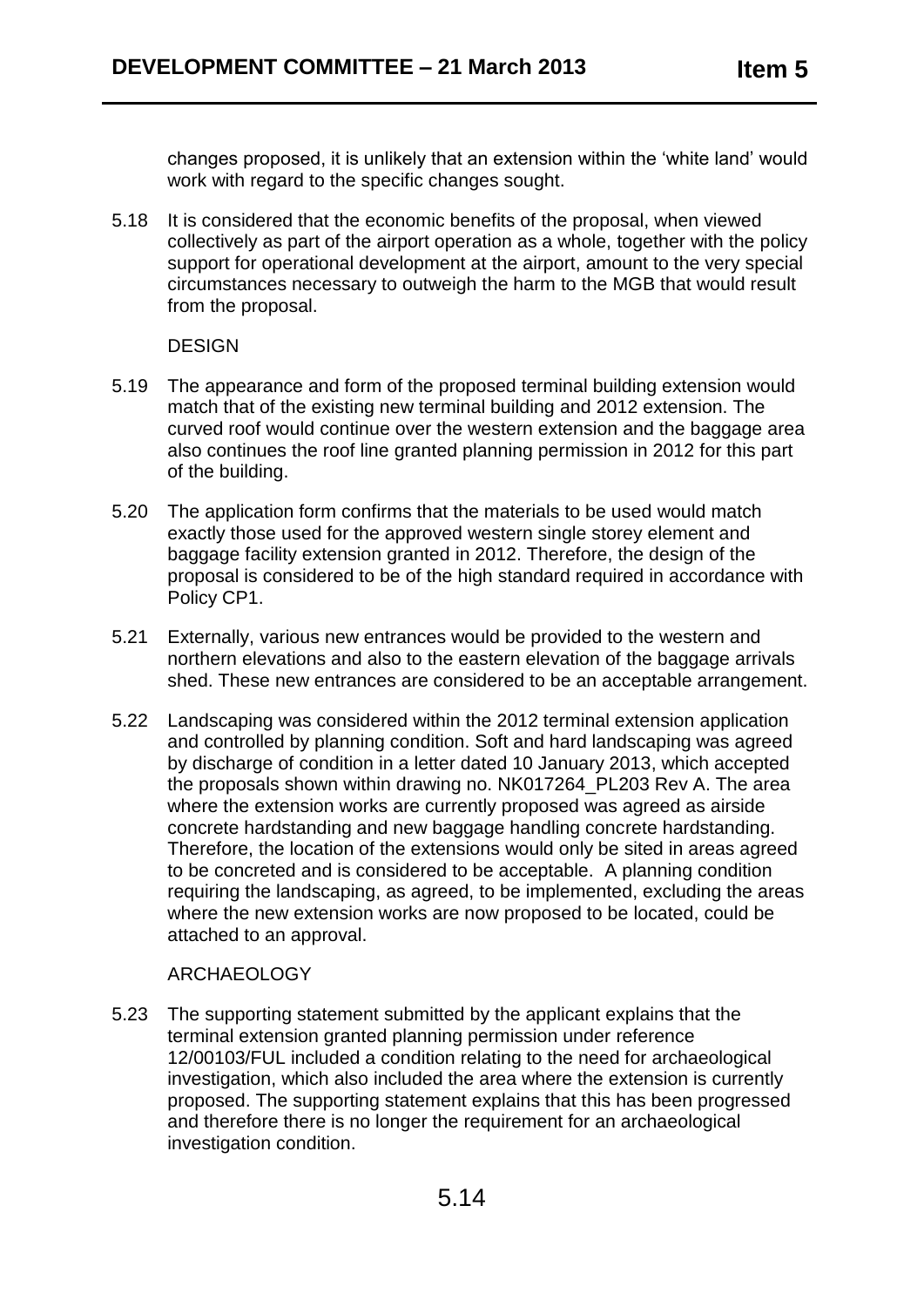changes proposed, it is unlikely that an extension within the 'white land' would work with regard to the specific changes sought.

5.18 It is considered that the economic benefits of the proposal, when viewed collectively as part of the airport operation as a whole, together with the policy support for operational development at the airport, amount to the very special circumstances necessary to outweigh the harm to the MGB that would result from the proposal.

DESIGN

5.19 The appearance and form of the proposed terminal building extension would match that of the existing new terminal building and 2012 extension. The curved roof would continue over the western extension and the baggage area also continues the roof line granted planning permission in 2012 for this part of the building.

5.20 The application form confirms that the materials to be used would match exactly those used for the approved western single storey element and baggage facility extension granted in 2012. Therefore, the design of the proposal is considered to be of the high standard required in accordance with Policy CP1.

5.21 Externally, various new entrances would be provided to the western and northern elevations and also to the eastern elevation of the baggage arrivals shed. These new entrances are considered to be an acceptable arrangement.

5.22 Landscaping was considered within the 2012 terminal extension application and controlled by planning condition. Soft and hard landscaping was agreed by discharge of condition in a letter dated 10 January 2013, which accepted the proposals shown within drawing no. NK017264_PL203 Rev A. The area where the extension works are currently proposed was agreed as airside concrete hardstanding and new baggage handling concrete hardstanding. Therefore, the location of the extensions would only be sited in areas agreed to be concreted and is considered to be acceptable. A planning condition requiring the landscaping, as agreed, to be implemented, excluding the areas where the new extension works are now proposed to be located, could be attached to an approval.

ARCHAEOLOGY

5.23 The supporting statement submitted by the applicant explains that the terminal extension granted planning permission under reference 12/00103/FUL included a condition relating to the need for archaeological investigation, which also included the area where the extension is currently proposed. The supporting statement explains that this has been progressed and therefore there is no longer the requirement for an archaeological investigation condition.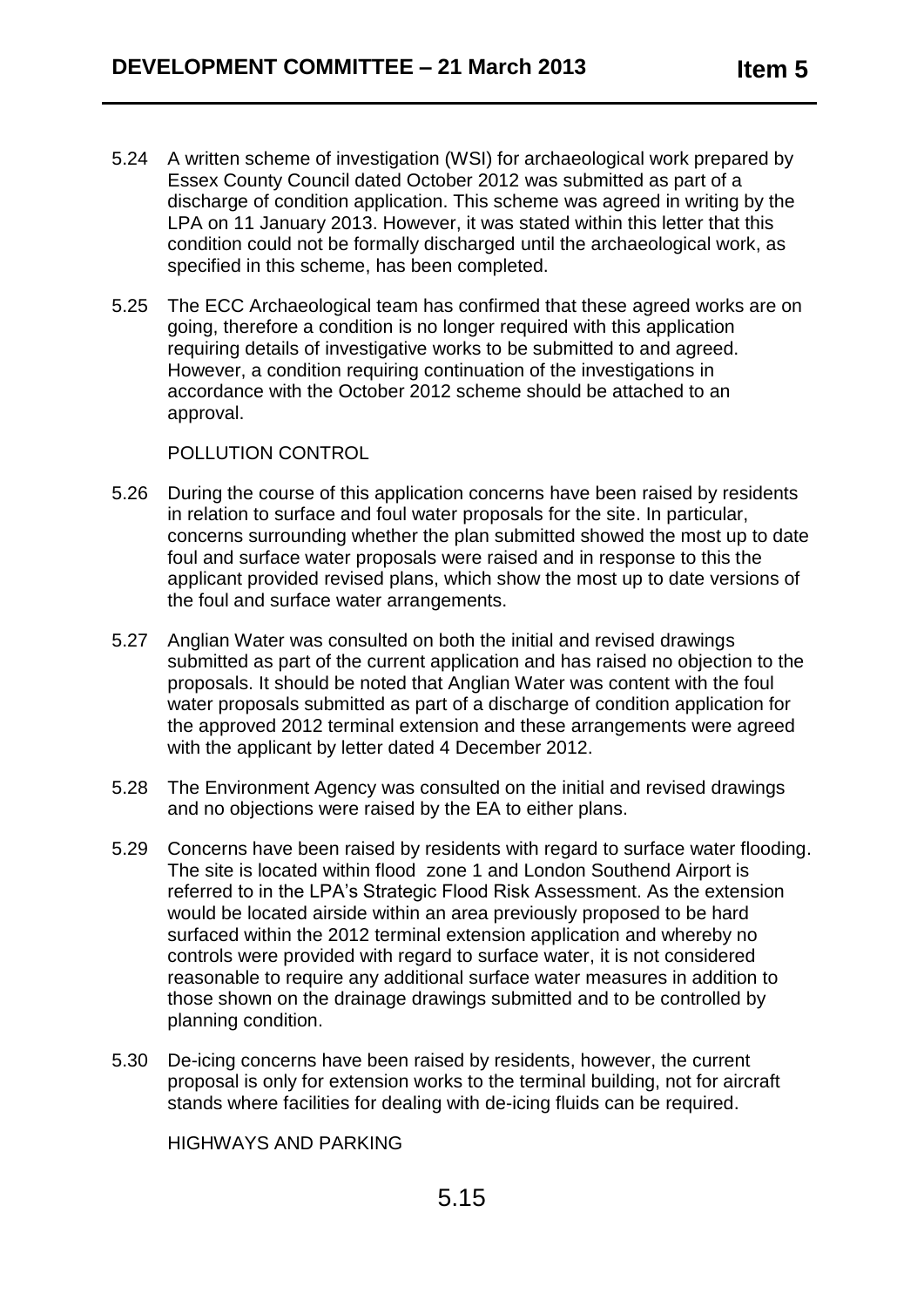5.24 A written scheme of investigation (WSI) for archaeological work prepared by Essex County Council dated October 2012 was submitted as part of a discharge of condition application. This scheme was agreed in writing by the LPA on 11 January 2013. However, it was stated within this letter that this condition could not be formally discharged until the archaeological work, as specified in this scheme, has been completed.

5.25 The ECC Archaeological team has confirmed that these agreed works are on going, therefore a condition is no longer required with this application requiring details of investigative works to be submitted to and agreed. However, a condition requiring continuation of the investigations in accordance with the October 2012 scheme should be attached to an approval.

POLLUTION CONTROL

5.26 During the course of this application concerns have been raised by residents in relation to surface and foul water proposals for the site. In particular, concerns surrounding whether the plan submitted showed the most up to date foul and surface water proposals were raised and in response to this the applicant provided revised plans, which show the most up to date versions of the foul and surface water arrangements.

5.27 Anglian Water was consulted on both the initial and revised drawings submitted as part of the current application and has raised no objection to the proposals. It should be noted that Anglian Water was content with the foul water proposals submitted as part of a discharge of condition application for the approved 2012 terminal extension and these arrangements were agreed with the applicant by letter dated 4 December 2012.

5.28 The Environment Agency was consulted on the initial and revised drawings and no objections were raised by the EA to either plans.

5.29 Concerns have been raised by residents with regard to surface water flooding. The site is located within flood zone 1 and London Southend Airport is referred to in the LPA's Strategic Flood Risk Assessment. As the extension would be located airside within an area previously proposed to be hard surfaced within the 2012 terminal extension application and whereby no controls were provided with regard to surface water, it is not considered reasonable to require any additional surface water measures in addition to those shown on the drainage drawings submitted and to be controlled by planning condition.

5.30 De-icing concerns have been raised by residents, however, the current proposal is only for extension works to the terminal building, not for aircraft stands where facilities for dealing with de-icing fluids can be required.

HIGHWAYS AND PARKING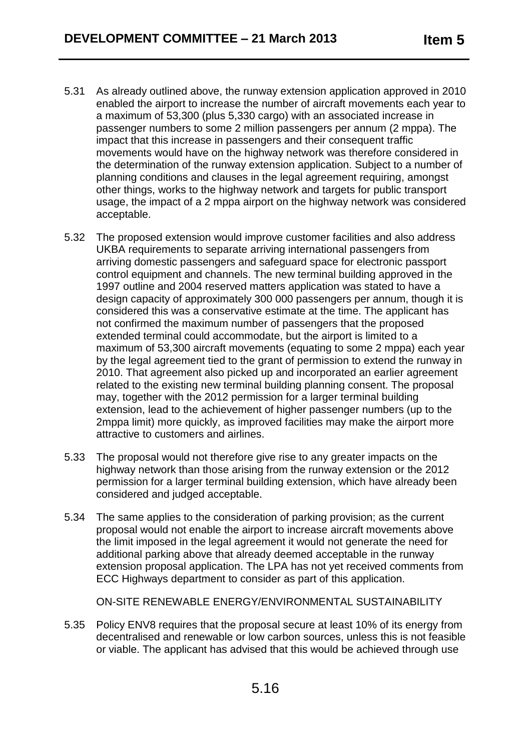5.31 As already outlined above, the runway extension application approved in 2010 enabled the airport to increase the number of aircraft movements each year to a maximum of 53,300 (plus 5,330 cargo) with an associated increase in passenger numbers to some 2 million passengers per annum (2 mppa). The impact that this increase in passengers and their consequent traffic movements would have on the highway network was therefore considered in the determination of the runway extension application. Subject to a number of planning conditions and clauses in the legal agreement requiring, amongst other things, works to the highway network and targets for public transport usage, the impact of a 2 mppa airport on the highway network was considered acceptable.

5.32 The proposed extension would improve customer facilities and also address UKBA requirements to separate arriving international passengers from arriving domestic passengers and safeguard space for electronic passport control equipment and channels. The new terminal building approved in the 1997 outline and 2004 reserved matters application was stated to have a design capacity of approximately 300 000 passengers per annum, though it is considered this was a conservative estimate at the time. The applicant has not confirmed the maximum number of passengers that the proposed extended terminal could accommodate, but the airport is limited to a maximum of 53,300 aircraft movements (equating to some 2 mppa) each year by the legal agreement tied to the grant of permission to extend the runway in 2010. That agreement also picked up and incorporated an earlier agreement related to the existing new terminal building planning consent. The proposal may, together with the 2012 permission for a larger terminal building extension, lead to the achievement of higher passenger numbers (up to the 2mppa limit) more quickly, as improved facilities may make the airport more attractive to customers and airlines.

5.33 The proposal would not therefore give rise to any greater impacts on the highway network than those arising from the runway extension or the 2012 permission for a larger terminal building extension, which have already been considered and judged acceptable.

5.34 The same applies to the consideration of parking provision; as the current proposal would not enable the airport to increase aircraft movements above the limit imposed in the legal agreement it would not generate the need for additional parking above that already deemed acceptable in the runway extension proposal application. The LPA has not yet received comments from ECC Highways department to consider as part of this application.

ON-SITE RENEWABLE ENERGY/ENVIRONMENTAL SUSTAINABILITY

5.35 Policy ENV8 requires that the proposal secure at least 10% of its energy from decentralised and renewable or low carbon sources, unless this is not feasible or viable. The applicant has advised that this would be achieved through use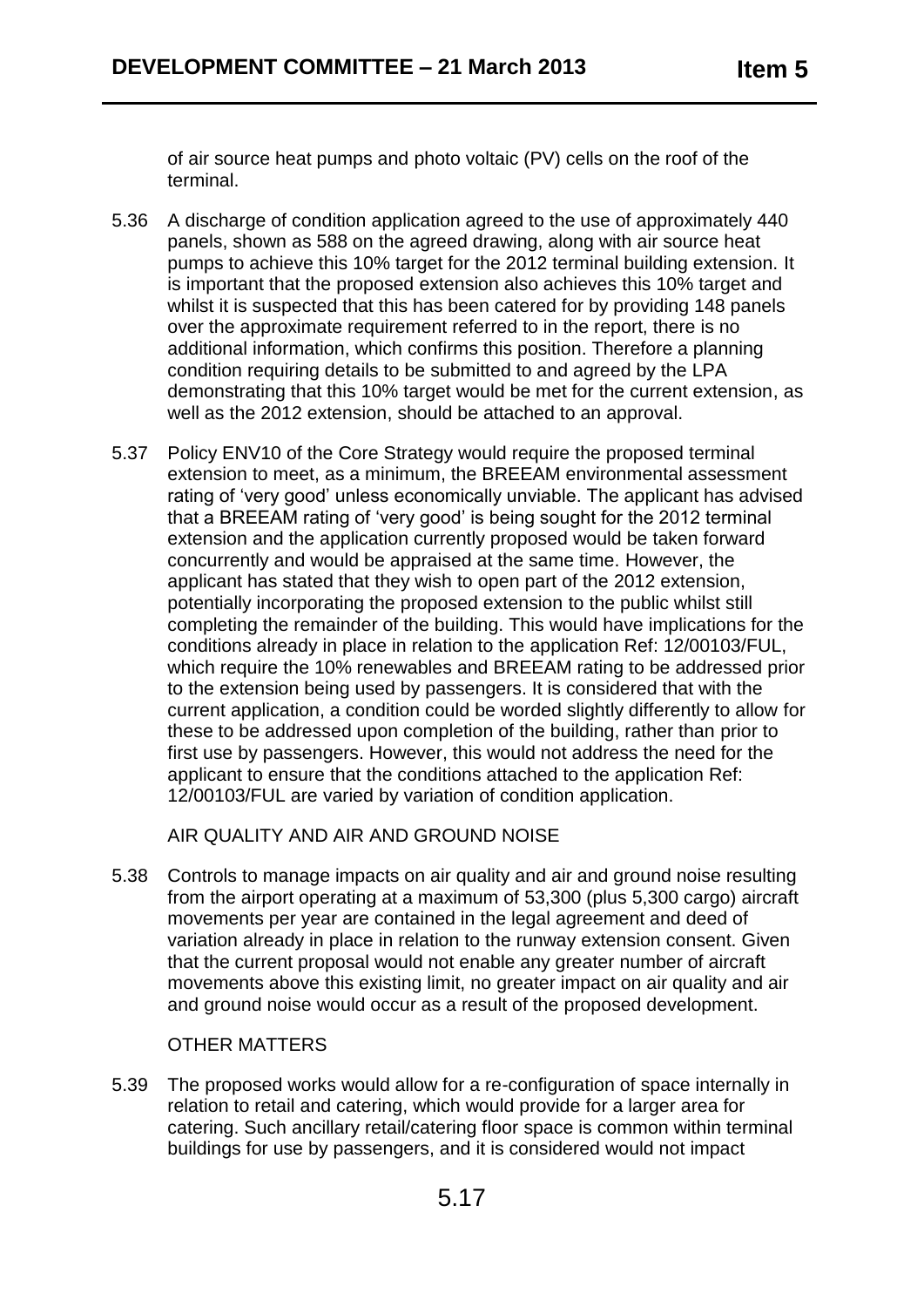of air source heat pumps and photo voltaic (PV) cells on the roof of the terminal.

5.36 A discharge of condition application agreed to the use of approximately 440 panels, shown as 588 on the agreed drawing, along with air source heat pumps to achieve this 10% target for the 2012 terminal building extension. It is important that the proposed extension also achieves this 10% target and whilst it is suspected that this has been catered for by providing 148 panels over the approximate requirement referred to in the report, there is no additional information, which confirms this position. Therefore a planning condition requiring details to be submitted to and agreed by the LPA demonstrating that this 10% target would be met for the current extension, as well as the 2012 extension, should be attached to an approval.

5.37 Policy ENV10 of the Core Strategy would require the proposed terminal extension to meet, as a minimum, the BREEAM environmental assessment rating of 'very good' unless economically unviable. The applicant has advised that a BREEAM rating of 'very good' is being sought for the 2012 terminal extension and the application currently proposed would be taken forward concurrently and would be appraised at the same time. However, the applicant has stated that they wish to open part of the 2012 extension, potentially incorporating the proposed extension to the public whilst still completing the remainder of the building. This would have implications for the conditions already in place in relation to the application Ref: 12/00103/FUL, which require the 10% renewables and BREEAM rating to be addressed prior to the extension being used by passengers. It is considered that with the current application, a condition could be worded slightly differently to allow for these to be addressed upon completion of the building, rather than prior to first use by passengers. However, this would not address the need for the applicant to ensure that the conditions attached to the application Ref: 12/00103/FUL are varied by variation of condition application.

AIR QUALITY AND AIR AND GROUND NOISE

5.38 Controls to manage impacts on air quality and air and ground noise resulting from the airport operating at a maximum of 53,300 (plus 5,300 cargo) aircraft movements per year are contained in the legal agreement and deed of variation already in place in relation to the runway extension consent. Given that the current proposal would not enable any greater number of aircraft movements above this existing limit, no greater impact on air quality and air and ground noise would occur as a result of the proposed development.

OTHER MATTERS

5.39 The proposed works would allow for a re-configuration of space internally in relation to retail and catering, which would provide for a larger area for catering. Such ancillary retail/catering floor space is common within terminal buildings for use by passengers, and it is considered would not impact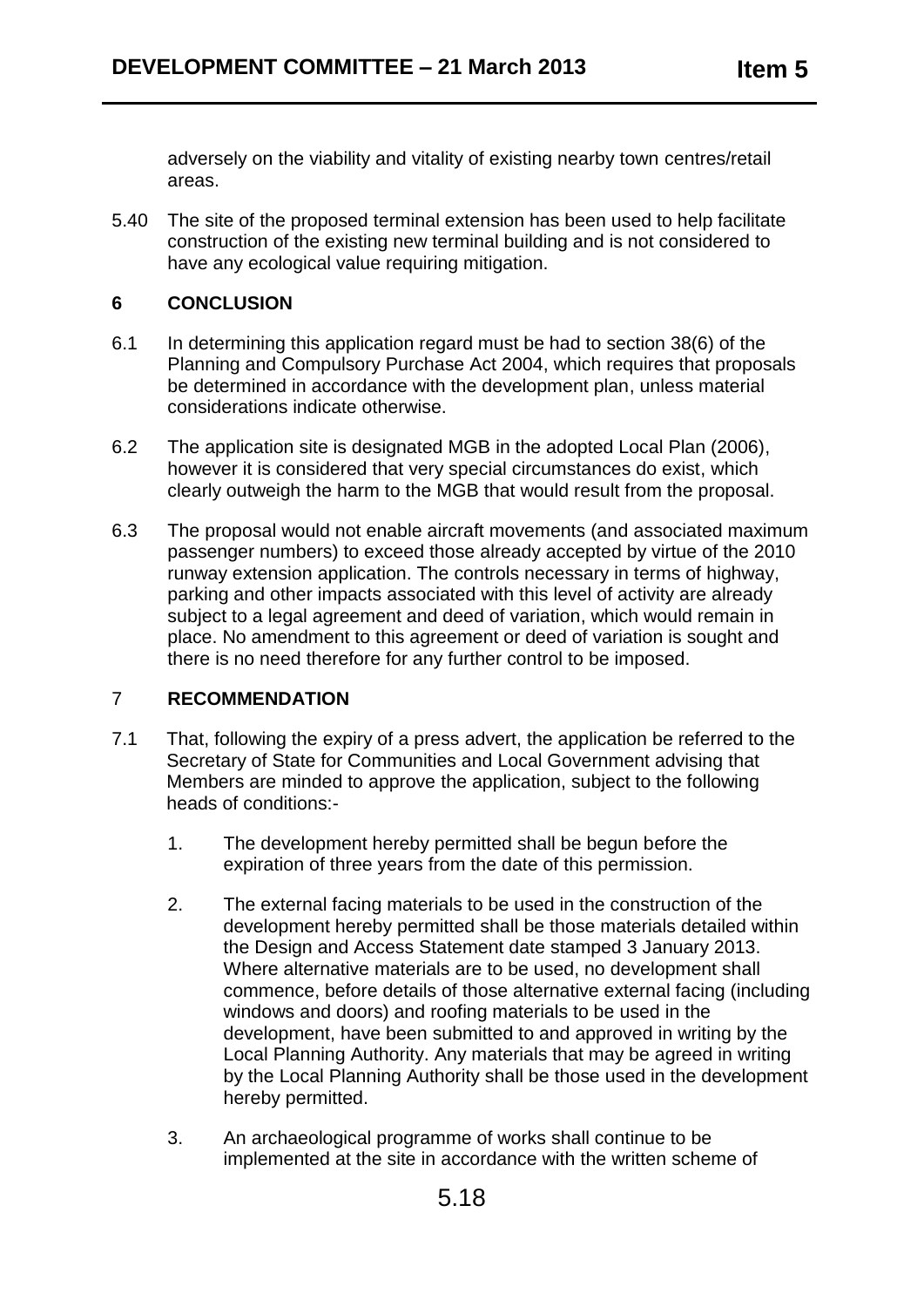adversely on the viability and vitality of existing nearby town centres/retail areas.

5.40 The site of the proposed terminal extension has been used to help facilitate construction of the existing new terminal building and is not considered to have any ecological value requiring mitigation.

## 6 CONCLUSION

6.1 In determining this application regard must be had to section 38(6) of the Planning and Compulsory Purchase Act 2004, which requires that proposals be determined in accordance with the development plan, unless material considerations indicate otherwise.

6.2 The application site is designated MGB in the adopted Local Plan (2006), however it is considered that very special circumstances do exist, which clearly outweigh the harm to the MGB that would result from the proposal.

6.3 The proposal would not enable aircraft movements (and associated maximum passenger numbers) to exceed those already accepted by virtue of the 2010 runway extension application. The controls necessary in terms of highway, parking and other impacts associated with this level of activity are already subject to a legal agreement and deed of variation, which would remain in place. No amendment to this agreement or deed of variation is sought and there is no need therefore for any further control to be imposed.

## 7 RECOMMENDATION

7.1 That, following the expiry of a press advert, the application be referred to the Secretary of State for Communities and Local Government advising that Members are minded to approve the application, subject to the following heads of conditions:-

1. The development hereby permitted shall be begun before the expiration of three years from the date of this permission.

2. The external facing materials to be used in the construction of the development hereby permitted shall be those materials detailed within the Design and Access Statement date stamped 3 January 2013. Where alternative materials are to be used, no development shall commence, before details of those alternative external facing (including windows and doors) and roofing materials to be used in the development, have been submitted to and approved in writing by the Local Planning Authority. Any materials that may be agreed in writing by the Local Planning Authority shall be those used in the development hereby permitted.

3. An archaeological programme of works shall continue to be implemented at the site in accordance with the written scheme of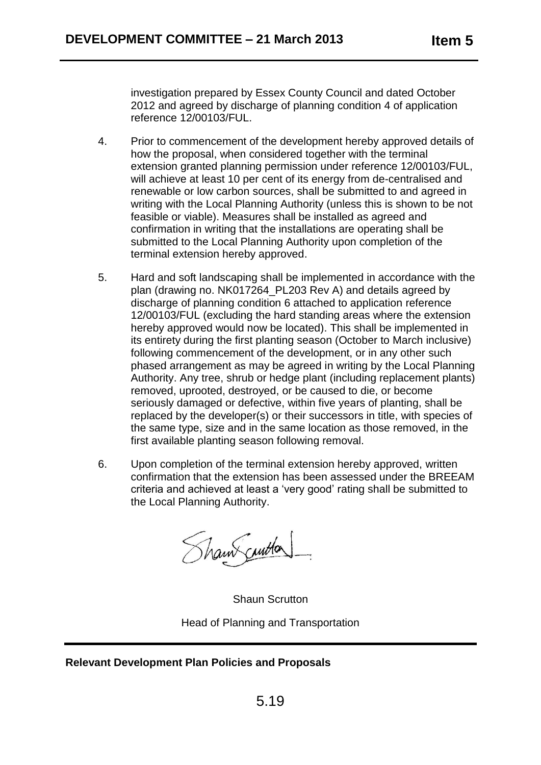investigation prepared by Essex County Council and dated October 2012 and agreed by discharge of planning condition 4 of application reference 12/00103/FUL.

4. Prior to commencement of the development hereby approved details of how the proposal, when considered together with the terminal extension granted planning permission under reference 12/00103/FUL, will achieve at least 10 per cent of its energy from de-centralised and renewable or low carbon sources, shall be submitted to and agreed in writing with the Local Planning Authority (unless this is shown to be not feasible or viable). Measures shall be installed as agreed and confirmation in writing that the installations are operating shall be submitted to the Local Planning Authority upon completion of the terminal extension hereby approved.

5. Hard and soft landscaping shall be implemented in accordance with the plan (drawing no. NK017264_PL203 Rev A) and details agreed by discharge of planning condition 6 attached to application reference 12/00103/FUL (excluding the hard standing areas where the extension hereby approved would now be located). This shall be implemented in its entirety during the first planting season (October to March inclusive) following commencement of the development, or in any other such phased arrangement as may be agreed in writing by the Local Planning Authority. Any tree, shrub or hedge plant (including replacement plants) removed, uprooted, destroyed, or be caused to die, or become seriously damaged or defective, within five years of planting, shall be replaced by the developer(s) or their successors in title, with species of the same type, size and in the same location as those removed, in the first available planting season following removal.

6. Upon completion of the terminal extension hereby approved, written confirmation that the extension has been assessed under the BREEAM criteria and achieved at least a 'very good' rating shall be submitted to the Local Planning Authority.

Shaun Scrutton

Head of Planning and Transportation

**Relevant Development Plan Policies and Proposals**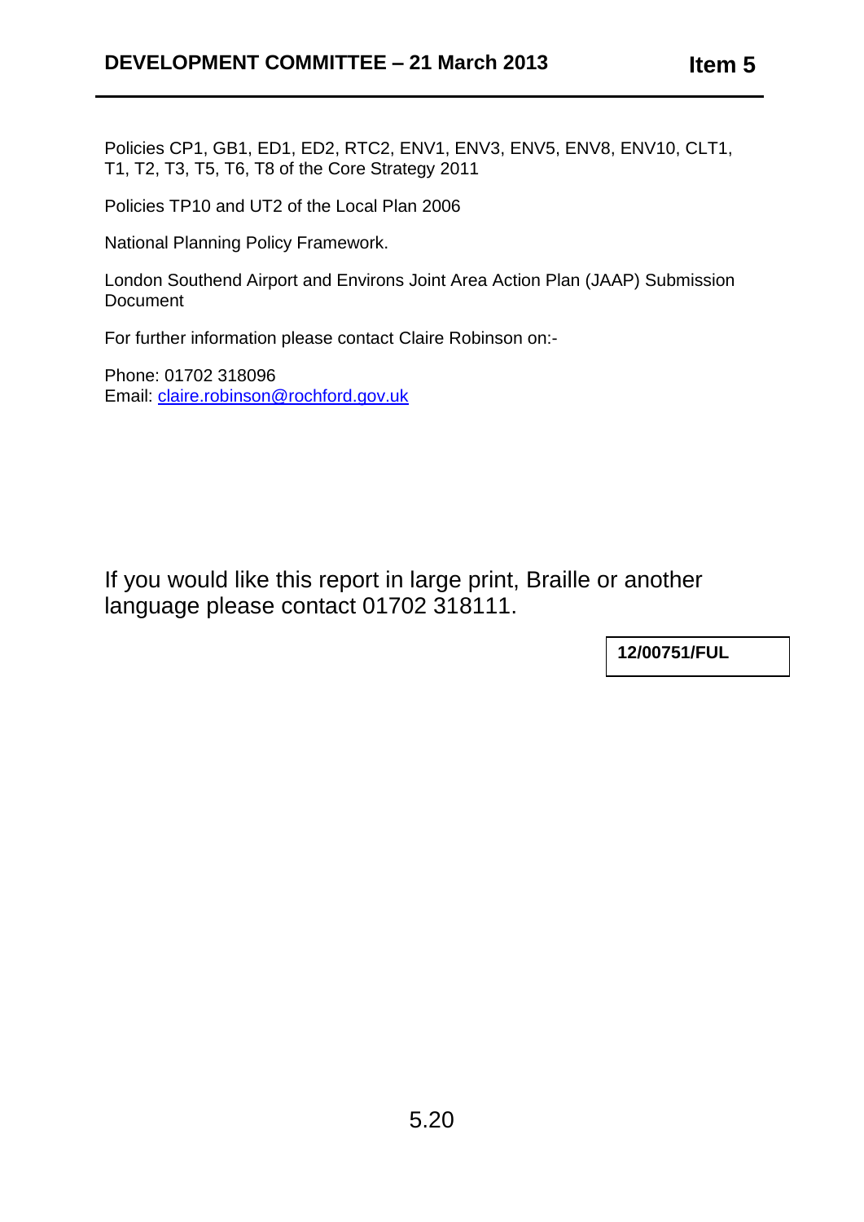Policies CP1, GB1, ED1, ED2, RTC2, ENV1, ENV3, ENV5, ENV8, ENV10, CLT1, T1, T2, T3, T5, T6, T8 of the Core Strategy 2011

Policies TP10 and UT2 of the Local Plan 2006

National Planning Policy Framework.

London Southend Airport and Environs Joint Area Action Plan (JAAP) Submission Document

For further information please contact Claire Robinson on:-

Phone: 01702 318096
Email: claire.robinson@rochford.gov.uk

If you would like this report in large print, Braille or another language please contact 01702 318111.

**12/00751/FUL**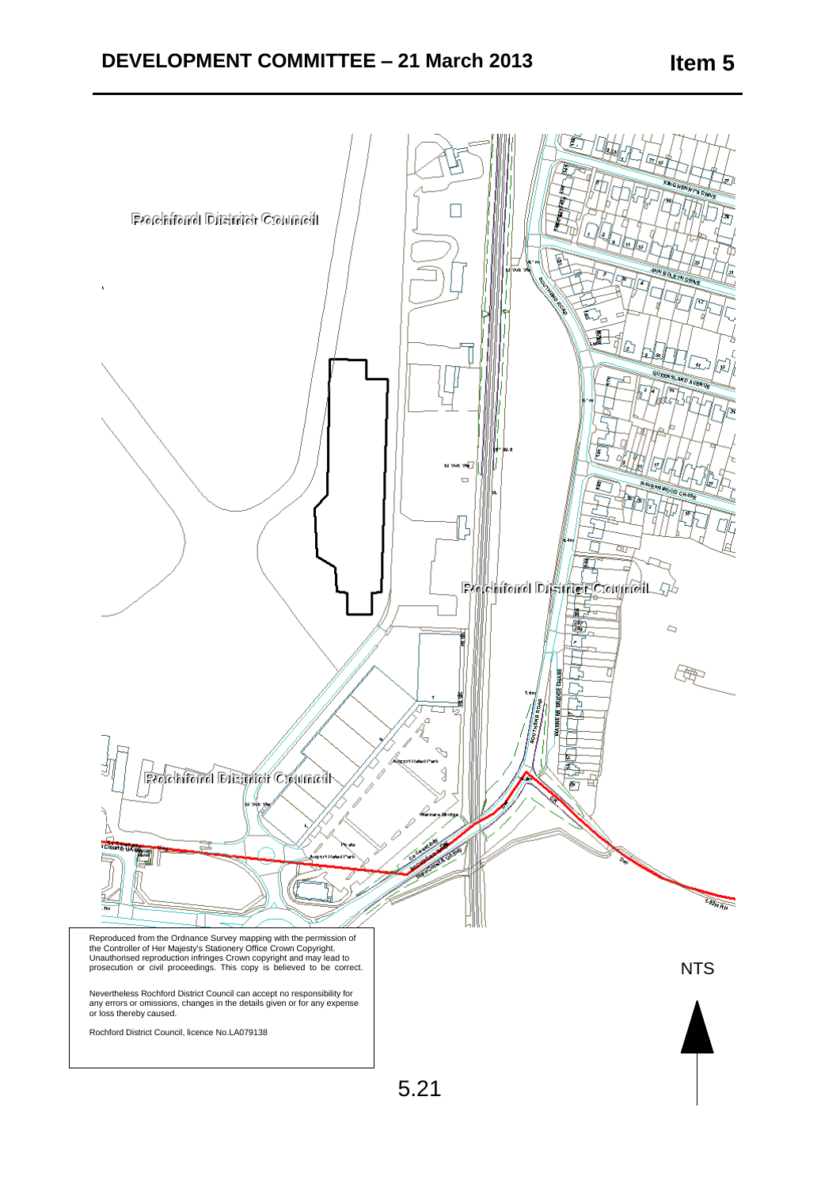Rochford District Council

Rochford District Council

Rochford District Council

Reproduced from the Ordnance Survey mapping with the permission of the Controller of Her Majesty's Stationery Office Crown Copyright. Unauthorised reproduction infringes Crown copyright and may lead to prosecution or civil proceedings. This copy is believed to be correct.

Nevertheless Rochford District Council can accept no responsibility for any errors or omissions, changes in the details given or for any expense or loss thereby caused.

Rochford District Council, licence No.LA079138

NTS